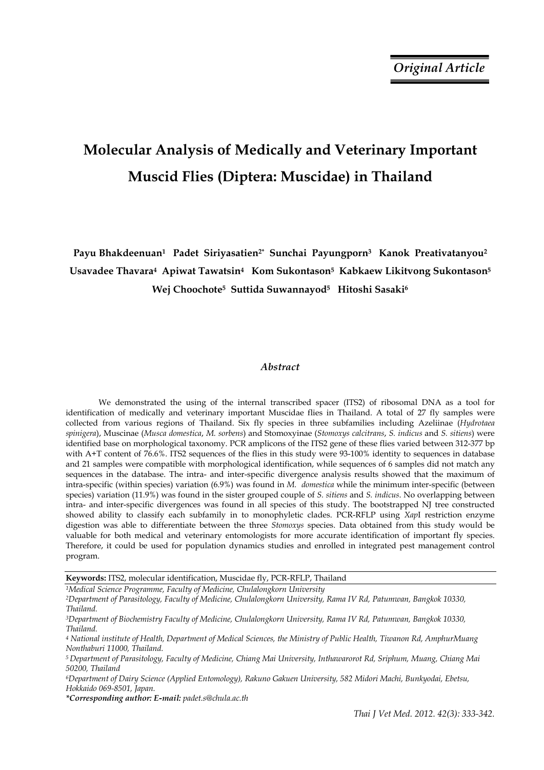*Original Article*

# Molecular Analysis of Medically and Veterinary Important Muscid Flies (Diptera: Muscidae) in Thailand

**Payu Bhakdeenuan[1] Padet Siriyasatien[2*] Sunchai Payungporn[3] Kanok Preativatanyou[2] Usavadee Thavara[4] Apiwat Tawatsin[4] Kom Sukontason[5] Kabkaew Likitvong Sukontason[5] Wej Choochote[5] Suttida Suwannayod[5] Hitoshi Sasaki[6]**

### *Abstract*

We demonstrated the using of the internal transcribed spacer (ITS2) of ribosomal DNA as a tool for identification of medically and veterinary important Muscidae flies in Thailand. A total of 27 fly samples were collected from various regions of Thailand. Six fly species in three subfamilies including Azeliinae (*Hydrotaea spinigera*), Muscinae (*Musca domestica*, *M. sorbens*) and Stomoxyinae (*Stomoxys calcitrans*, *S. indicus* and *S. sitiens*) were identified base on morphological taxonomy. PCR amplicons of the ITS2 gene of these flies varied between 312-377 bp with A+T content of 76.6%. ITS2 sequences of the flies in this study were 93-100% identity to sequences in database and 21 samples were compatible with morphological identification, while sequences of 6 samples did not match any sequences in the database. The intra- and inter-specific divergence analysis results showed that the maximum of intra-specific (within species) variation (6.9%) was found in *M. domestica* while the minimum inter-specific (between species) variation (11.9%) was found in the sister grouped couple of *S. sitiens* and *S. indicus*. No overlapping between intra- and inter-specific divergences was found in all species of this study. The bootstrapped NJ tree constructed showed ability to classify each subfamily in to monophyletic clades. PCR-RFLP using *Xap*I restriction enzyme digestion was able to differentiate between the three *Stomoxys* species. Data obtained from this study would be valuable for both medical and veterinary entomologists for more accurate identification of important fly species. Therefore, it could be used for population dynamics studies and enrolled in integrated pest management control program.

**Keywords:** ITS2, molecular identification, Muscidae fly, PCR-RFLP, Thailand

*[1]Medical Science Programme, Faculty of Medicine, Chulalongkorn University*
*[2]Department of Parasitology, Faculty of Medicine, Chulalongkorn University, Rama IV Rd, Patumwan, Bangkok 10330, Thailand.*
*[3]Department of Biochemistry Faculty of Medicine, Chulalongkorn University, Rama IV Rd, Patumwan, Bangkok 10330, Thailand.*
*[4] National institute of Health, Department of Medical Sciences, the Ministry of Public Health, Tiwanon Rd, AmphurMuang Nonthaburi 11000, Thailand.*
*[5] Department of Parasitology, Faculty of Medicine, Chiang Mai University, Inthawarorot Rd, Sriphum, Muang, Chiang Mai 50200, Thailand*
*[6]Department of Dairy Science (Applied Entomology), Rakuno Gakuen University, 582 Midori Machi, Bunkyodai, Ebetsu, Hokkaido 069-8501, Japan.*
***Corresponding author: E-mail:** padet.s@chula.ac.th*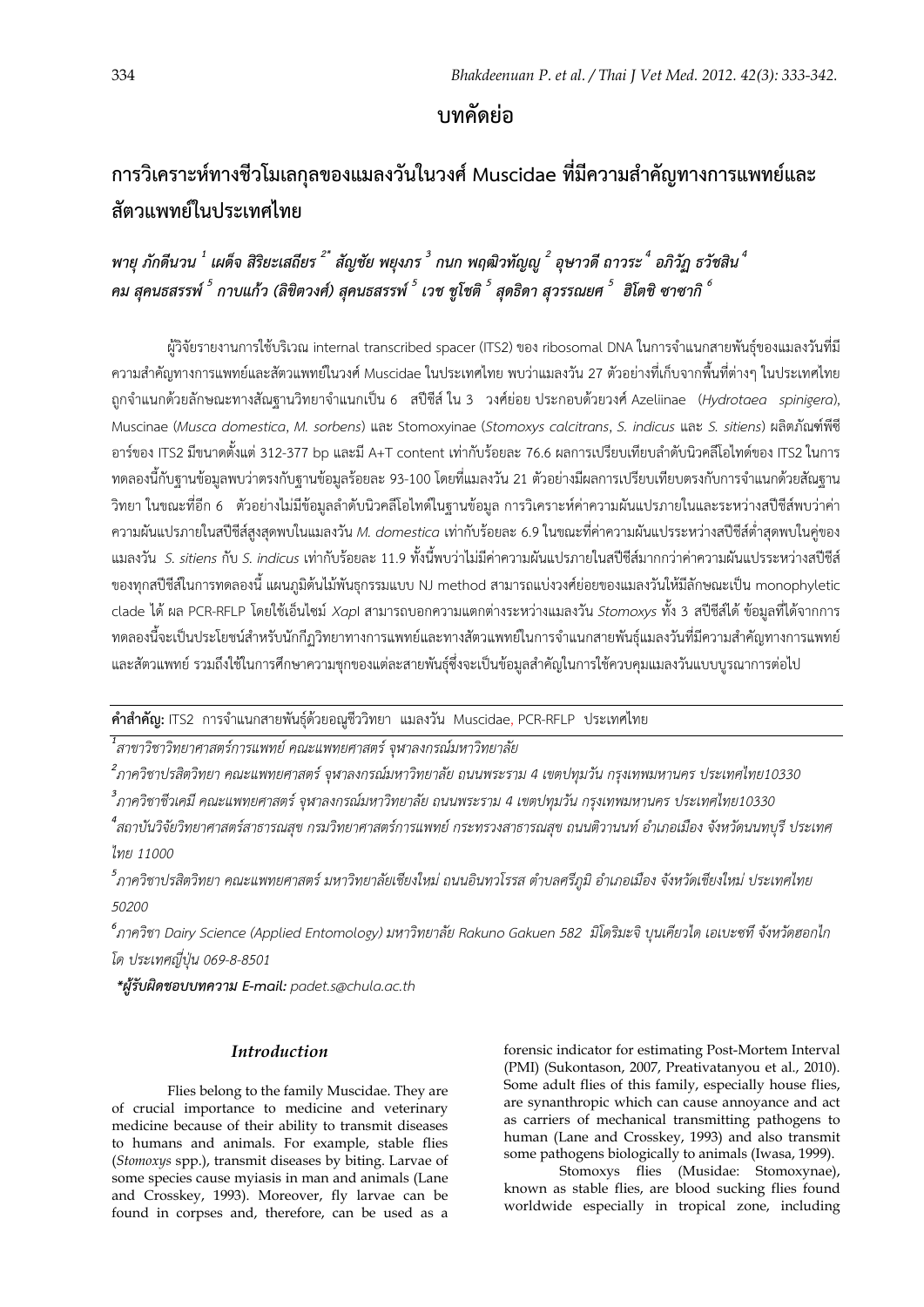## บทคัดย่อ

# การวิเคราะห์ทางชีวโมเลกุลของแมลงวันในวงศ์ Muscidae ที่มีความสำคัญทางการแพทย์และสัตวแพทย์ในประเทศไทย

*พายุ ภักดีนวน [1] เผด็จ สิริยะเสถียร [2*] สัญชัย พยุงภร [3] กนก พฤฒิวทัญญู [2] อุษาวดี ถาวระ [4] อภิวัฏ ธวัชสิน [4] คม สุคนธสรรพ์ [5] กาบแก้ว (ลิขิตวงศ์) สุคนธสรรพ์ [5] เวช ชูโชติ [5] สุดธิดา สุวรรณยศ [5] ฮิโตชิ ซาซากิ [6]*

ผู้วิจัยรายงานการใช้บริเวณ internal transcribed spacer (ITS2) ของ ribosomal DNA ในการจำแนกสายพันธุ์ของแมลงวันที่มีความสำคัญทางการแพทย์และสัตวแพทย์ในวงศ์ Muscidae ในประเทศไทย พบว่าแมลงวัน 27 ตัวอย่างที่เก็บจากพื้นที่ต่างๆ ในประเทศไทย ถูกจำแนกด้วยลักษณะทางสัณฐานวิทยาจำแนกเป็น 6 สปีชีส์ ใน 3 วงศ์ย่อย ประกอบด้วยวงศ์ Azeliinae (*Hydrotaea spinigera*), Muscinae (*Musca domestica*, *M. sorbens*) และ Stomoxyinae (*Stomoxys calcitrans*, *S. indicus* และ *S. sitiens*) ผลิตภัณฑ์พีซีอาร์ของ ITS2 มีขนาดตั้งแต่ 312-377 bp และมี A+T content เท่ากับร้อยละ 76.6 ผลการเปรียบเทียบลำดับนิวคลีโอไทด์ของ ITS2 ในการทดลองนี้กับฐานข้อมูลพบว่าตรงกับฐานข้อมูลร้อยละ 93-100 โดยที่แมลงวัน 21 ตัวอย่างมีผลการเปรียบเทียบตรงกับการจำแนกด้วยสัณฐานวิทยา ในขณะที่อีก 6 ตัวอย่างไม่มีข้อมูลลำดับนิวคลีโอไทด์ในฐานข้อมูล การวิเคราะห์ความผันแปรภายในและระหว่างสปีชีส์พบว่าค่าความผันแปรภายในสปีชีส์สูงสุดพบในแมลงวัน *M. domestica* เท่ากับร้อยละ 6.9 ในขณะที่ค่าความผันแปรระหว่างสปีชีส์ต่ำสุดพบในคู่ของแมลงวัน *S. sitiens* กับ *S. indicus* เท่ากับร้อยละ 11.9 ทั้งนี้พบว่าไม่มีค่าความผันแปรภายในสปีชีส์มากกว่าค่าความผันแปรระหว่างสปีชีส์ของทุกสปีชีส์ในการทดลองนี้ แผนภูมิต้นไม้พันธุกรรมแบบ NJ method สามารถแบ่งวงศ์ย่อยของแมลงวันให้มีลักษณะเป็น monophyletic clade ได้ ผล PCR-RFLP โดยใช้เอ็นไซม์ *Xap*I สามารถบอกความแตกต่างระหว่างแมลงวัน *Stomoxys* ทั้ง 3 สปีชีส์ได้ ข้อมูลที่ได้จากการทดลองนี้จะเป็นประโยชน์สำหรับนักกีฏวิทยาทางการแพทย์และทางสัตวแพทย์ในการจำแนกสายพันธุ์แมลงวันที่มีความสำคัญทางการแพทย์และสัตวแพทย์ รวมถึงใช้ในการศึกษาความชุกของแต่ละสายพันธุ์ซึ่งจะเป็นข้อมูลสำคัญในการใช้ควบคุมแมลงวันแบบบูรณาการต่อไป

**คำสำคัญ:** ITS2 การจำแนกสายพันธุ์ด้วยอณูชีววิทยา แมลงวัน Muscidae, PCR-RFLP ประเทศไทย

*[1] สาขาวิชาวิทยาศาสตร์การแพทย์ คณะแพทยศาสตร์ จุฬาลงกรณ์มหาวิทยาลัย*

*[2] ภาควิชาปรสิตวิทยา คณะแพทยศาสตร์ จุฬาลงกรณ์มหาวิทยาลัย ถนนพระราม 4 เขตปทุมวัน กรุงเทพมหานคร ประเทศไทย10330*

*[3] ภาควิชาชีวเคมี คณะแพทยศาสตร์ จุฬาลงกรณ์มหาวิทยาลัย ถนนพระราม 4 เขตปทุมวัน กรุงเทพมหานคร ประเทศไทย10330*

*[4] สถาบันวิจัยวิทยาศาสตร์สาธารณสุข กรมวิทยาศาสตร์การแพทย์ กระทรวงสาธารณสุข ถนนติวานนท์ อำเภอเมือง จังหวัดนนทบุรี ประเทศไทย 11000*

*[5] ภาควิชาปรสิตวิทยา คณะแพทยศาสตร์ มหาวิทยาลัยเชียงใหม่ ถนนอินทวโรรส ตำบลศรีภูมิ อำเภอเมือง จังหวัดเชียงใหม่ ประเทศไทย 50200*

*[6] ภาควิชา Dairy Science (Applied Entomology) มหาวิทยาลัย Rakuno Gakuen 582 มิโดริมะจิ บุนเคียวได เอเบะซที จังหวัดฮอกไกโด ประเทศญี่ปุ่น 069-8-8501*

***ผู้รับผิดชอบบทความ E-mail:** *padet.s@chula.ac.th*

## *Introduction*

Flies belong to the family Muscidae. They are of crucial importance to medicine and veterinary medicine because of their ability to transmit diseases to humans and animals. For example, stable flies (*Stomoxys* spp.), transmit diseases by biting. Larvae of some species cause myiasis in man and animals (Lane and Crosskey, 1993). Moreover, fly larvae can be found in corpses and, therefore, can be used as a forensic indicator for estimating Post-Mortem Interval (PMI) (Sukontason, 2007, Preativatanyou et al., 2010). Some adult flies of this family, especially house flies, are synanthropic which can cause annoyance and act as carriers of mechanical transmitting pathogens to human (Lane and Crosskey, 1993) and also transmit some pathogens biologically to animals (Iwasa, 1999).

Stomoxys flies (Musidae: Stomoxynae), known as stable flies, are blood sucking flies found worldwide especially in tropical zone, including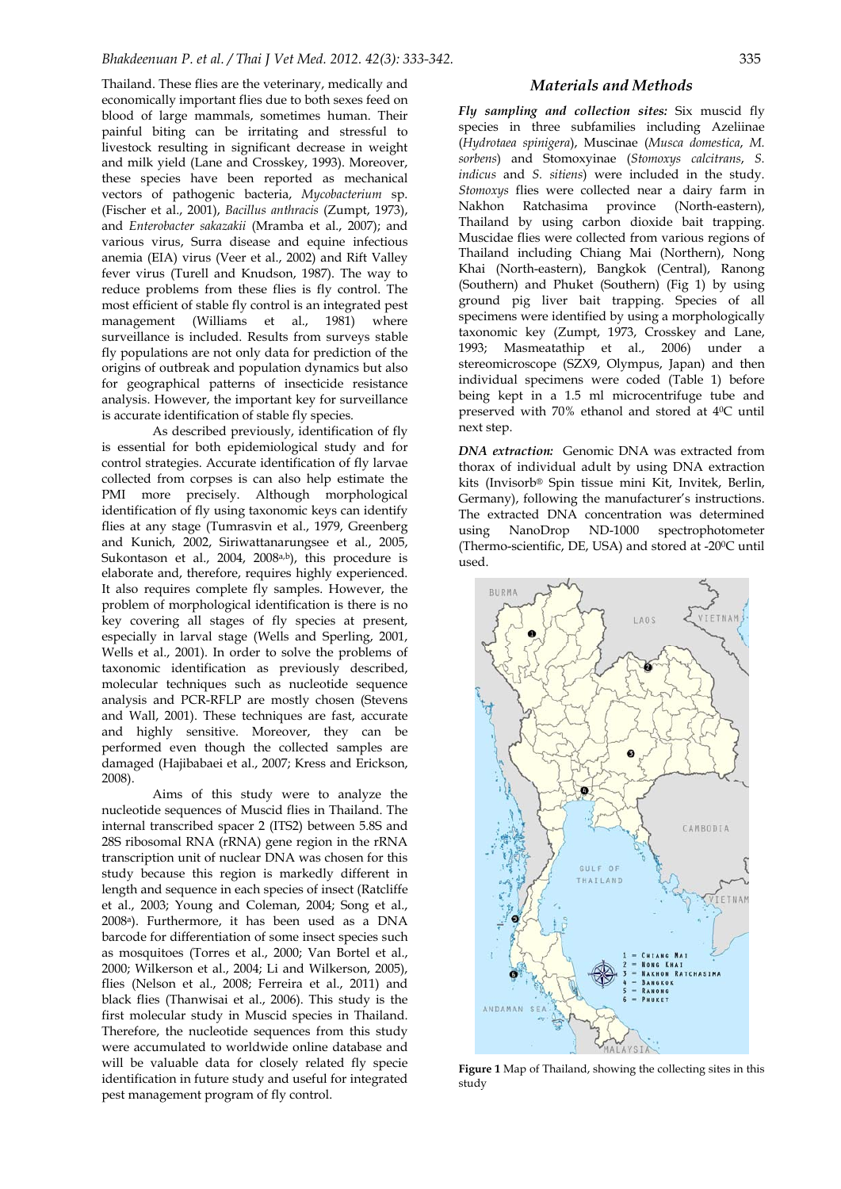Thailand. These flies are the veterinary, medically and economically important flies due to both sexes feed on blood of large mammals, sometimes human. Their painful biting can be irritating and stressful to livestock resulting in significant decrease in weight and milk yield (Lane and Crosskey, 1993). Moreover, these species have been reported as mechanical vectors of pathogenic bacteria, *Mycobacterium* sp. (Fischer et al., 2001), *Bacillus anthracis* (Zumpt, 1973), and *Enterobacter sakazakii* (Mramba et al., 2007); and various virus, Surra disease and equine infectious anemia (EIA) virus (Veer et al., 2002) and Rift Valley fever virus (Turell and Knudson, 1987). The way to reduce problems from these flies is fly control. The most efficient of stable fly control is an integrated pest management (Williams et al., 1981) where surveillance is included. Results from surveys stable fly populations are not only data for prediction of the origins of outbreak and population dynamics but also for geographical patterns of insecticide resistance analysis. However, the important key for surveillance is accurate identification of stable fly species.

As described previously, identification of fly is essential for both epidemiological study and for control strategies. Accurate identification of fly larvae collected from corpses is can also help estimate the PMI more precisely. Although morphological identification of fly using taxonomic keys can identify flies at any stage (Tumrasvin et al., 1979, Greenberg and Kunich, 2002, Siriwattanarungsee et al., 2005, Sukontason et al., 2004, 2008[a,b]), this procedure is elaborate and, therefore, requires highly experienced. It also requires complete fly samples. However, the problem of morphological identification is there is no key covering all stages of fly species at present, especially in larval stage (Wells and Sperling, 2001, Wells et al., 2001). In order to solve the problems of taxonomic identification as previously described, molecular techniques such as nucleotide sequence analysis and PCR-RFLP are mostly chosen (Stevens and Wall, 2001). These techniques are fast, accurate and highly sensitive. Moreover, they can be performed even though the collected samples are damaged (Hajibabaei et al., 2007; Kress and Erickson, 2008).

Aims of this study were to analyze the nucleotide sequences of Muscid flies in Thailand. The internal transcribed spacer 2 (ITS2) between 5.8S and 28S ribosomal RNA (rRNA) gene region in the rRNA transcription unit of nuclear DNA was chosen for this study because this region is markedly different in length and sequence in each species of insect (Ratcliffe et al., 2003; Young and Coleman, 2004; Song et al., 2008[a]). Furthermore, it has been used as a DNA barcode for differentiation of some insect species such as mosquitoes (Torres et al., 2000; Van Bortel et al., 2000; Wilkerson et al., 2004; Li and Wilkerson, 2005), flies (Nelson et al., 2008; Ferreira et al., 2011) and black flies (Thanwisai et al., 2006). This study is the first molecular study in Muscid species in Thailand. Therefore, the nucleotide sequences from this study were accumulated to worldwide online database and will be valuable data for closely related fly specie identification in future study and useful for integrated pest management program of fly control.

## Materials and Methods

***Fly sampling and collection sites:*** Six muscid fly species in three subfamilies including Azeliinae (*Hydrotaea spinigera*), Muscinae (*Musca domestica*, *M. sorbens*) and Stomoxyinae (*Stomoxys calcitrans*, *S. indicus* and *S. sitiens*) were included in the study. *Stomoxys* flies were collected near a dairy farm in Nakhon Ratchasima province (North-eastern), Thailand by using carbon dioxide bait trapping. Muscidae flies were collected from various regions of Thailand including Chiang Mai (Northern), Nong Khai (North-eastern), Bangkok (Central), Ranong (Southern) and Phuket (Southern) (Fig 1) by using ground pig liver bait trapping. Species of all specimens were identified by using a morphologically taxonomic key (Zumpt, 1973, Crosskey and Lane, 1993; Masmeatathip et al., 2006) under a stereomicroscope (SZX9, Olympus, Japan) and then individual specimens were coded (Table 1) before being kept in a 1.5 ml microcentrifuge tube and preserved with 70% ethanol and stored at 4$^0$C until next step.

***DNA extraction:*** Genomic DNA was extracted from thorax of individual adult by using DNA extraction kits (Invisorb® Spin tissue mini Kit, Invitek, Berlin, Germany), following the manufacturer's instructions. The extracted DNA concentration was determined using NanoDrop ND-1000 spectrophotometer (Thermo-scientific, DE, USA) and stored at -20$^0$C until used.

**Figure 1** Map of Thailand, showing the collecting sites in this study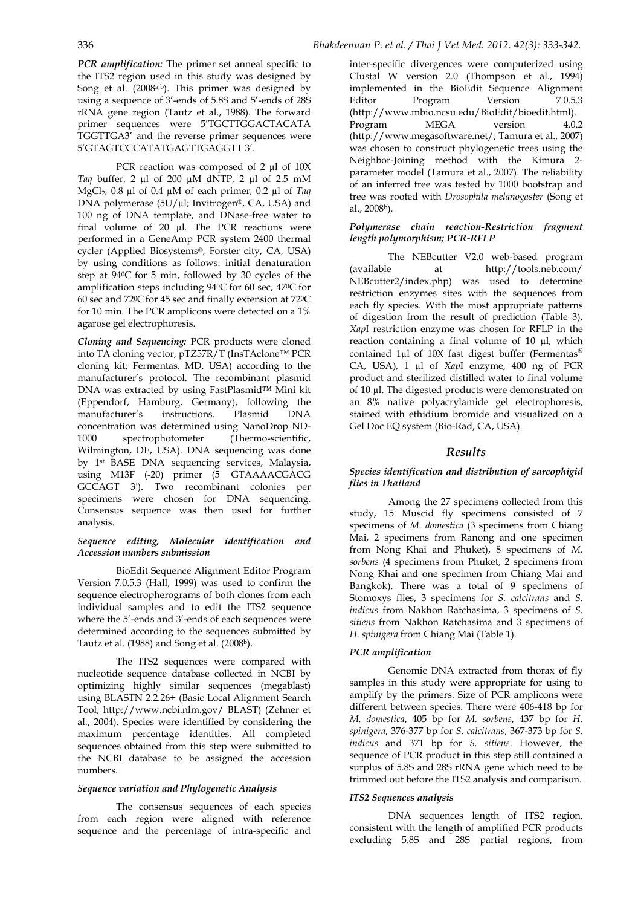***PCR amplification:*** The primer set anneal specific to the ITS2 region used in this study was designed by Song et al. (2008[a,b]). This primer was designed by using a sequence of 3'-ends of 5.8S and 5'-ends of 28S rRNA gene region (Tautz et al., 1988). The forward primer sequences were 5'TGCTTGGACTACATA TGGTTGA3' and the reverse primer sequences were 5'GTAGTCCCATATGAGTTGAGGTT 3'.

PCR reaction was composed of 2 µl of 10X *Taq* buffer, 2 µl of 200 µM dNTP, 2 µl of 2.5 mM $MgCl_2$, 0.8 µl of 0.4 µM of each primer, 0.2 µl of *Taq* DNA polymerase (5U/µl; Invitrogen®, CA, USA) and 100 ng of DNA template, and DNase-free water to final volume of 20 µl. The PCR reactions were performed in a GeneAmp PCR system 2400 thermal cycler (Applied Biosystems®, Forster city, CA, USA) by using conditions as follows: initial denaturation step at 94°C for 5 min, followed by 30 cycles of the amplification steps including 94°C for 60 sec, 47°C for 60 sec and 72°C for 45 sec and finally extension at 72°C for 10 min. The PCR amplicons were detected on a 1% agarose gel electrophoresis.

***Cloning and Sequencing:*** PCR products were cloned into TA cloning vector, pTZ57R/T (InsTAclone™ PCR cloning kit; Fermentas, MD, USA) according to the manufacturer's protocol. The recombinant plasmid DNA was extracted by using FastPlasmid™ Mini kit (Eppendorf, Hamburg, Germany), following the manufacturer's instructions. Plasmid DNA concentration was determined using NanoDrop ND-1000 spectrophotometer (Thermo-scientific, Wilmington, DE, USA). DNA sequencing was done by 1st BASE DNA sequencing services, Malaysia, using M13F (-20) primer (5' GTAAAACGACG GCCAGT 3'). Two recombinant colonies per specimens were chosen for DNA sequencing. Consensus sequence was then used for further analysis.

***Sequence editing, Molecular identification and Accession numbers submission***

BioEdit Sequence Alignment Editor Program Version 7.0.5.3 (Hall, 1999) was used to confirm the sequence electropherograms of both clones from each individual samples and to edit the ITS2 sequence where the 5'-ends and 3'-ends of each sequences were determined according to the sequences submitted by Tautz et al. (1988) and Song et al. (2008[b]).

The ITS2 sequences were compared with nucleotide sequence database collected in NCBI by optimizing highly similar sequences (megablast) using BLASTN 2.2.26+ (Basic Local Alignment Search Tool; http://www.ncbi.nlm.gov/ BLAST) (Zehner et al., 2004). Species were identified by considering the maximum percentage identities. All completed sequences obtained from this step were submitted to the NCBI database to be assigned the accession numbers.

***Sequence variation and Phylogenetic Analysis***

The consensus sequences of each species from each region were aligned with reference sequence and the percentage of intra-specific and inter-specific divergences were computerized using Clustal W version 2.0 (Thompson et al., 1994) implemented in the BioEdit Sequence Alignment Editor Program Version 7.0.5.3 (http://www.mbio.ncsu.edu/BioEdit/bioedit.html). Program MEGA version 4.0.2 (http://www.megasoftware.net/; Tamura et al., 2007) was chosen to construct phylogenetic trees using the Neighbor-Joining method with the Kimura 2-parameter model (Tamura et al., 2007). The reliability of an inferred tree was tested by 1000 bootstrap and tree was rooted with *Drosophila melanogaster* (Song et al., 2008[b]).

***Polymerase chain reaction-Restriction fragment length polymorphism; PCR-RFLP***

The NEBcutter V2.0 web-based program (available at http://tools.neb.com/ NEBcutter2/index.php) was used to determine restriction enzymes sites with the sequences from each fly species. With the most appropriate patterns of digestion from the result of prediction (Table 3), *Xap*I restriction enzyme was chosen for RFLP in the reaction containing a final volume of 10 µl, which contained 1µl of 10X fast digest buffer (Fermentas® CA, USA), 1 µl of *Xap*I enzyme, 400 ng of PCR product and sterilized distilled water to final volume of 10 µl. The digested products were demonstrated on an 8% native polyacrylamide gel electrophoresis, stained with ethidium bromide and visualized on a Gel Doc EQ system (Bio-Rad, CA, USA).

## Results

***Species identification and distribution of sarcophigid flies in Thailand***

Among the 27 specimens collected from this study, 15 Muscid fly specimens consisted of 7 specimens of *M. domestica* (3 specimens from Chiang Mai, 2 specimens from Ranong and one specimen from Nong Khai and Phuket), 8 specimens of *M. sorbens* (4 specimens from Phuket, 2 specimens from Nong Khai and one specimen from Chiang Mai and Bangkok). There was a total of 9 specimens of Stomoxys flies, 3 specimens for *S. calcitrans* and *S. indicus* from Nakhon Ratchasima, 3 specimens of *S. sitiens* from Nakhon Ratchasima and 3 specimens of *H. spinigera* from Chiang Mai (Table 1).

***PCR amplification***

Genomic DNA extracted from thorax of fly samples in this study were appropriate for using to amplify by the primers. Size of PCR amplicons were different between species. There were 406-418 bp for *M. domestica*, 405 bp for *M. sorbens*, 437 bp for *H. spinigera*, 376-377 bp for *S. calcitrans*, 367-373 bp for *S. indicus* and 371 bp for *S. sitiens*. However, the sequence of PCR product in this step still contained a surplus of 5.8S and 28S rRNA gene which need to be trimmed out before the ITS2 analysis and comparison.

***ITS2 Sequences analysis***

DNA sequences length of ITS2 region, consistent with the length of amplified PCR products excluding 5.8S and 28S partial regions, from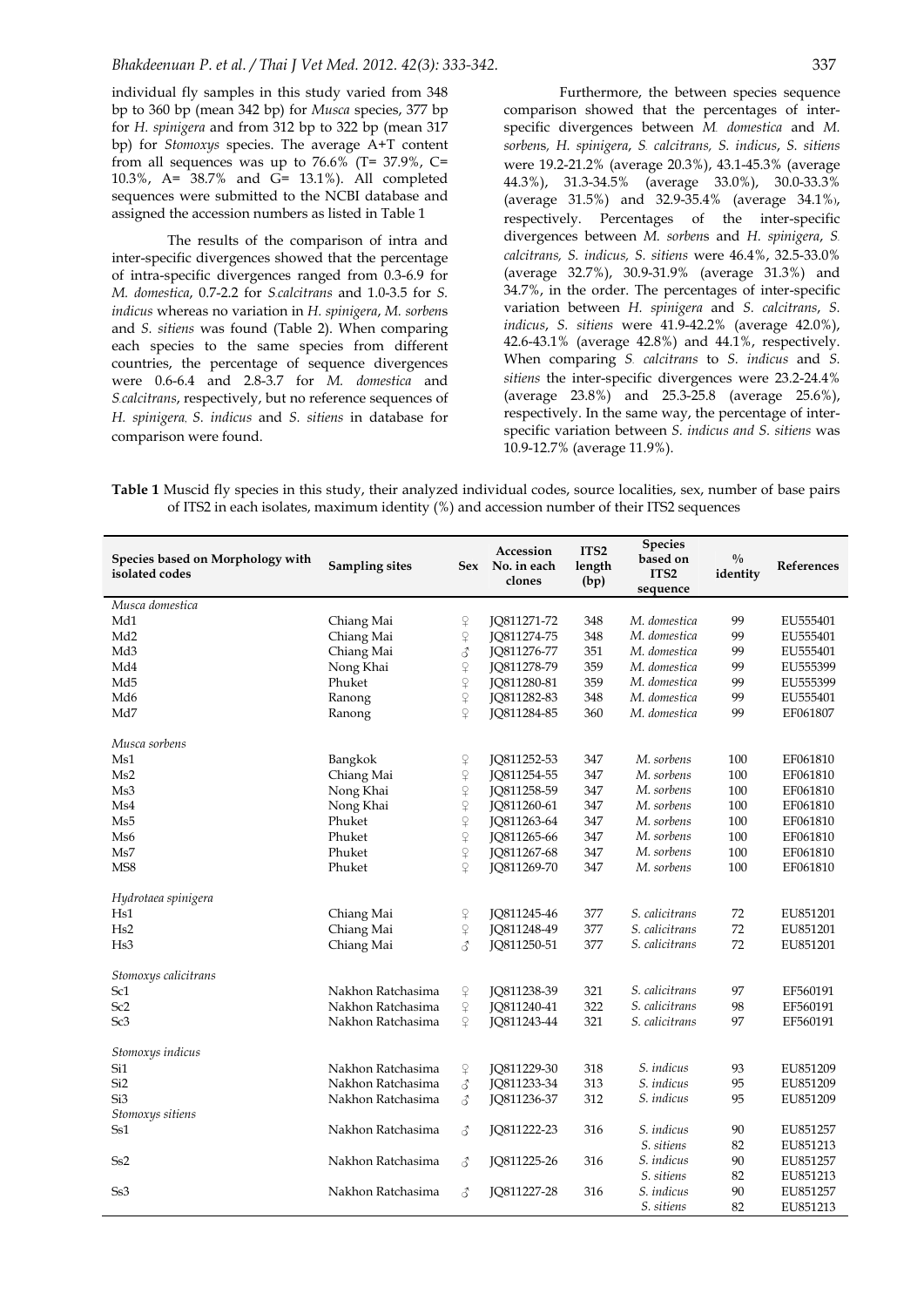individual fly samples in this study varied from 348 bp to 360 bp (mean 342 bp) for *Musca* species, 377 bp for *H. spinigera* and from 312 bp to 322 bp (mean 317 bp) for *Stomoxys* species. The average A+T content from all sequences was up to 76.6% (T= 37.9%, C= 10.3%, A= 38.7% and G= 13.1%). All completed sequences were submitted to the NCBI database and assigned the accession numbers as listed in Table 1

The results of the comparison of intra and inter-specific divergences showed that the percentage of intra-specific divergences ranged from 0.3-6.9 for *M. domestica*, 0.7-2.2 for *S.calcitrans* and 1.0-3.5 for *S. indicus* whereas no variation in *H. spinigera*, *M. sorben*s and *S. sitiens* was found (Table 2). When comparing each species to the same species from different countries, the percentage of sequence divergences were 0.6-6.4 and 2.8-3.7 for *M. domestica* and *S.calcitrans*, respectively, but no reference sequences of *H. spinigera*, *S. indicus* and *S. sitiens* in database for comparison were found.

Furthermore, the between species sequence comparison showed that the percentages of inter-specific divergences between *M. domestica* and *M. sorben*s, *H. spinigera*, *S. calcitrans, S. indicus*, *S. sitiens* were 19.2-21.2% (average 20.3%), 43.1-45.3% (average 44.3%), 31.3-34.5% (average 33.0%), 30.0-33.3% (average 31.5%) and 32.9-35.4% (average 34.1%), respectively. Percentages of the inter-specific divergences between *M. sorben*s and *H. spinigera*, *S. calcitrans, S. indicus, S. sitiens* were 46.4%, 32.5-33.0% (average 32.7%), 30.9-31.9% (average 31.3%) and 34.7%, in the order. The percentages of inter-specific variation between *H. spinigera* and *S. calcitrans*, *S. indicus*, *S. sitiens* were 41.9-42.2% (average 42.0%), 42.6-43.1% (average 42.8%) and 44.1%, respectively. When comparing *S. calcitrans* to *S. indicus* and *S. sitiens* the inter-specific divergences were 23.2-24.4% (average 23.8%) and 25.3-25.8 (average 25.6%), respectively. In the same way, the percentage of inter-specific variation between *S. indicus and S. sitiens* was 10.9-12.7% (average 11.9%).

**Table 1** Muscid fly species in this study, their analyzed individual codes, source localities, sex, number of base pairs of ITS2 in each isolates, maximum identity (%) and accession number of their ITS2 sequences

| Species based on Morphology with isolated codes | Sampling sites | Sex | Accession No. in each clones | ITS2 length (bp) | Species based on ITS2 sequence | % identity | References |
|---|---|---|---|---|---|---|---|
| *Musca domestica* | | | | | | | |
| Md1 | Chiang Mai | ♀ | JQ811271-72 | 348 | *M. domestica* | 99 | EU555401 |
| Md2 | Chiang Mai | ♀ | JQ811274-75 | 348 | *M. domestica* | 99 | EU555401 |
| Md3 | Chiang Mai | ♂ | JQ811276-77 | 351 | *M. domestica* | 99 | EU555401 |
| Md4 | Nong Khai | ♀ | JQ811278-79 | 359 | *M. domestica* | 99 | EU555399 |
| Md5 | Phuket | ♀ | JQ811280-81 | 359 | *M. domestica* | 99 | EU555399 |
| Md6 | Ranong | ♀ | JQ811282-83 | 348 | *M. domestica* | 99 | EU555401 |
| Md7 | Ranong | ♀ | JQ811284-85 | 360 | *M. domestica* | 99 | EF061807 |
| *Musca sorbens* | | | | | | | |
| Ms1 | Bangkok | ♀ | JQ811252-53 | 347 | *M. sorbens* | 100 | EF061810 |
| Ms2 | Chiang Mai | ♀ | JQ811254-55 | 347 | *M. sorbens* | 100 | EF061810 |
| Ms3 | Nong Khai | ♀ | JQ811258-59 | 347 | *M. sorbens* | 100 | EF061810 |
| Ms4 | Nong Khai | ♀ | JQ811260-61 | 347 | *M. sorbens* | 100 | EF061810 |
| Ms5 | Phuket | ♀ | JQ811263-64 | 347 | *M. sorbens* | 100 | EF061810 |
| Ms6 | Phuket | ♀ | JQ811265-66 | 347 | *M. sorbens* | 100 | EF061810 |
| Ms7 | Phuket | ♀ | JQ811267-68 | 347 | *M. sorbens* | 100 | EF061810 |
| MS8 | Phuket | ♀ | JQ811269-70 | 347 | *M. sorbens* | 100 | EF061810 |
| *Hydrotaea spinigera* | | | | | | | |
| Hs1 | Chiang Mai | ♀ | JQ811245-46 | 377 | *S. calicitrans* | 72 | EU851201 |
| Hs2 | Chiang Mai | ♀ | JQ811248-49 | 377 | *S. calicitrans* | 72 | EU851201 |
| Hs3 | Chiang Mai | ♂ | JQ811250-51 | 377 | *S. calicitrans* | 72 | EU851201 |
| *Stomoxys calicitrans* | | | | | | | |
| Sc1 | Nakhon Ratchasima | ♀ | JQ811238-39 | 321 | *S. calicitrans* | 97 | EF560191 |
| Sc2 | Nakhon Ratchasima | ♀ | JQ811240-41 | 322 | *S. calicitrans* | 98 | EF560191 |
| Sc3 | Nakhon Ratchasima | ♀ | JQ811243-44 | 321 | *S. calicitrans* | 97 | EF560191 |
| *Stomoxys indicus* | | | | | | | |
| Si1 | Nakhon Ratchasima | ♀ | JQ811229-30 | 318 | *S. indicus* | 93 | EU851209 |
| Si2 | Nakhon Ratchasima | ♂ | JQ811233-34 | 313 | *S. indicus* | 95 | EU851209 |
| Si3 | Nakhon Ratchasima | ♂ | JQ811236-37 | 312 | *S. indicus* | 95 | EU851209 |
| *Stomoxys sitiens* | | | | | | | |
| Ss1 | Nakhon Ratchasima | ♂ | JQ811222-23 | 316 | *S. indicus* | 90 | EU851257 |
| | | | | | *S. sitiens* | 82 | EU851213 |
| Ss2 | Nakhon Ratchasima | ♂ | JQ811225-26 | 316 | *S. indicus* | 90 | EU851257 |
| | | | | | *S. sitiens* | 82 | EU851213 |
| Ss3 | Nakhon Ratchasima | ♂ | JQ811227-28 | 316 | *S. indicus* | 90 | EU851257 |
| | | | | | *S. sitiens* | 82 | EU851213 |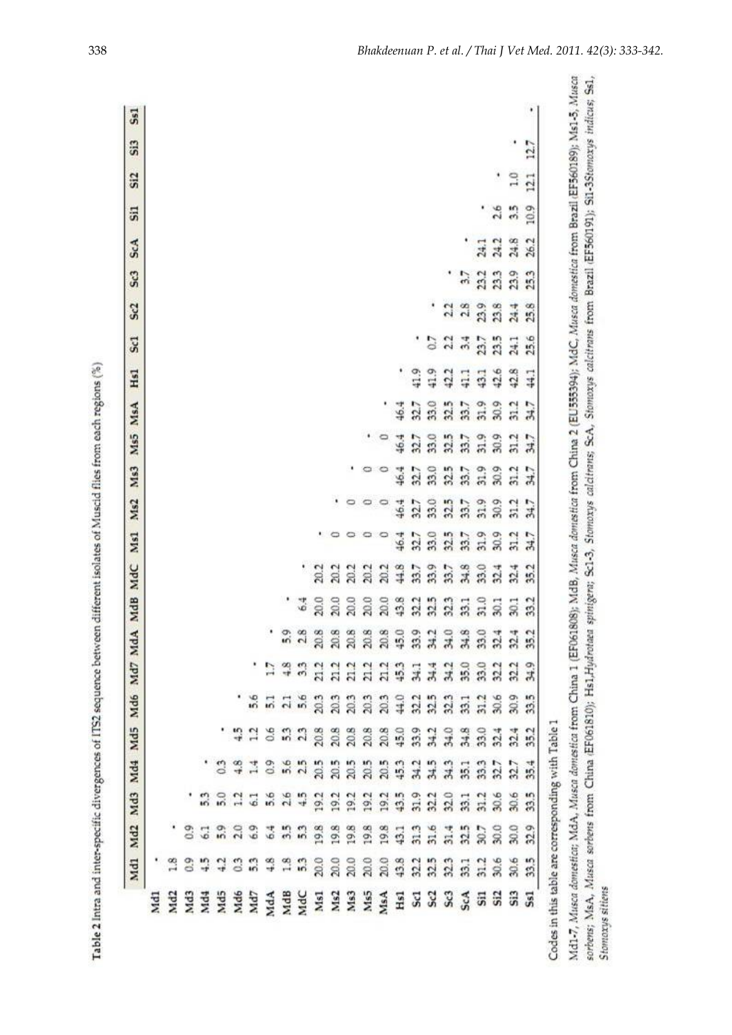**Table 2** Intra and inter-specific divergences of ITS2 sequence between different isolates of Muscid flies from each regions (%)

| | Md1 | Md2 | Md3 | Md4 | Md5 | Md6 | Md7 | MdA | MdB | MdC | Ms1 | Ms2 | Ms3 | Ms5 | MsA | Hs1 | Sc1 | Sc2 | Sc3 | ScA | Si1 | Si2 | Si3 | Ss1 |
|---|---|---|---|---|---|---|---|---|---|---|---|---|---|---|---|---|---|---|---|---|---|---|---|---|
| Md1 | * | | | | | | | | | | | | | | | | | | | | | | | |
| Md2 | 1.8 | * | | | | | | | | | | | | | | | | | | | | | | |
| Md3 | 0.9 | 0.9 | * | | | | | | | | | | | | | | | | | | | | | |
| Md4 | 4.5 | 6.1 | 5.3 | * | | | | | | | | | | | | | | | | | | | | |
| Md5 | 4.2 | 5.9 | 5.0 | 0.3 | * | | | | | | | | | | | | | | | | | | | |
| Md6 | 0.3 | 2.0 | 1.2 | 4.8 | 4.5 | * | | | | | | | | | | | | | | | | | | |
| Md7 | 5.3 | 6.9 | 6.1 | 1.4 | 1.2 | 5.6 | * | | | | | | | | | | | | | | | | | |
| MdA | 4.8 | 6.4 | 5.6 | 0.9 | 0.6 | 5.1 | 1.7 | * | | | | | | | | | | | | | | | | |
| MdB | 1.8 | 3.5 | 2.6 | 5.6 | 5.3 | 2.1 | 4.8 | 5.9 | * | | | | | | | | | | | | | | | |
| MdC | 5.3 | 5.3 | 4.5 | 2.5 | 2.3 | 5.6 | 3.3 | 2.8 | 6.4 | * | | | | | | | | | | | | | | |
| Ms1 | 20.0 | 19.8 | 19.2 | 20.5 | 20.8 | 20.3 | 21.2 | 20.8 | 20.0 | 20.2 | * | | | | | | | | | | | | | |
| Ms2 | 20.0 | 19.8 | 19.2 | 20.5 | 20.8 | 20.3 | 21.2 | 20.8 | 20.0 | 20.2 | 0 | * | | | | | | | | | | | | |
| Ms3 | 20.0 | 19.8 | 19.2 | 20.5 | 20.8 | 20.3 | 21.2 | 20.8 | 20.0 | 20.2 | 0 | 0 | * | | | | | | | | | | | |
| Ms5 | 20.0 | 19.8 | 19.2 | 20.5 | 20.8 | 20.3 | 21.2 | 20.8 | 20.0 | 20.2 | 0 | 0 | 0 | * | | | | | | | | | | |
| MsA | 20.0 | 19.8 | 19.2 | 20.5 | 20.8 | 20.3 | 21.2 | 20.8 | 20.0 | 20.2 | 0 | 0 | 0 | 0 | * | | | | | | | | | |
| Hs1 | 43.8 | 43.1 | 43.5 | 45.3 | 45.0 | 44.0 | 45.3 | 45.0 | 43.8 | 44.8 | 46.4 | 46.4 | 46.4 | 46.4 | 46.4 | * | | | | | | | | |
| Sc1 | 32.2 | 31.3 | 31.9 | 34.2 | 33.9 | 32.2 | 34.1 | 33.9 | 32.2 | 33.7 | 32.7 | 32.7 | 32.7 | 32.7 | 32.7 | 41.9 | * | | | | | | | |
| Sc2 | 32.5 | 31.6 | 32.2 | 34.5 | 34.2 | 32.5 | 34.4 | 34.2 | 32.5 | 33.9 | 33.0 | 33.0 | 33.0 | 33.0 | 33.0 | 41.9 | 0.7 | * | | | | | | |
| Sc3 | 32.3 | 31.4 | 32.0 | 34.3 | 34.0 | 32.3 | 34.2 | 34.0 | 32.3 | 33.7 | 32.5 | 32.5 | 32.5 | 32.5 | 32.5 | 42.2 | 2.2 | 2.2 | * | | | | | |
| ScA | 33.1 | 32.5 | 33.1 | 35.1 | 34.8 | 33.1 | 35.0 | 34.8 | 33.1 | 34.8 | 33.7 | 33.7 | 33.7 | 33.7 | 33.7 | 41.1 | 3.4 | 2.8 | 3.7 | * | | | | |
| Si1 | 31.2 | 30.7 | 31.2 | 33.3 | 33.0 | 31.2 | 33.0 | 33.0 | 31.0 | 33.0 | 31.9 | 31.9 | 31.9 | 31.9 | 31.9 | 43.1 | 23.7 | 23.9 | 23.2 | 24.1 | * | | | |
| Si2 | 30.6 | 30.0 | 30.6 | 32.7 | 32.4 | 30.6 | 32.2 | 32.4 | 30.1 | 32.4 | 30.9 | 30.9 | 30.9 | 30.9 | 30.9 | 42.6 | 23.5 | 23.8 | 23.3 | 24.2 | 2.6 | * | | |
| Si3 | 30.6 | 30.0 | 30.6 | 32.7 | 32.4 | 30.9 | 32.2 | 32.4 | 30.1 | 32.4 | 31.2 | 31.2 | 31.2 | 31.2 | 31.2 | 42.8 | 24.1 | 24.4 | 23.9 | 24.8 | 3.5 | 1.0 | * | |
| Ss1 | 33.5 | 32.9 | 33.5 | 35.4 | 35.2 | 33.5 | 34.9 | 35.2 | 33.2 | 35.2 | 34.7 | 34.7 | 34.7 | 34.7 | 34.7 | 44.1 | 25.6 | 25.8 | 25.3 | 26.2 | 10.9 | 12.1 | 12.7 | * |

Codes in this table are corresponding with Table 1

Md1-7, *Musca domestica*; MdA, *Musca domestica* from China 1 (EF061808); MdB, *Musca domestica* from China 2 (EU355394); MdC, *Musca domestica* from Brazil (EF560189); Ms1-5, *Musca sorbens*; MsA, *Musca sorbens* from China (EF061810); Hs1, *Hydrotaea spinigera*; Sc1-3, *Stomoxys calcitrans*; ScA, *Stomoxys calcitrans* from Brazil (EF560191); Si1-3 *Stomoxys indicus*; Ss1, *Stomoxys sitiens*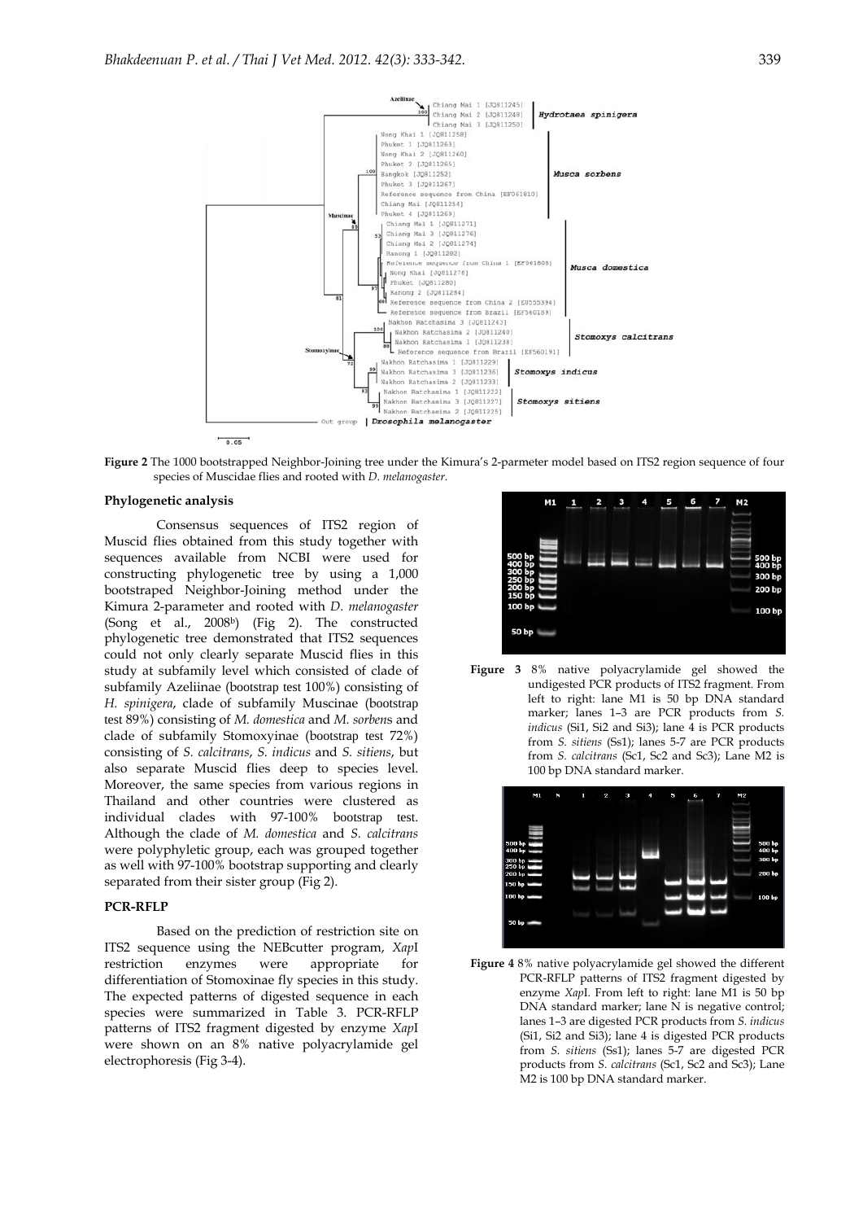**Figure 2** The 1000 bootstrapped Neighbor-Joining tree under the Kimura's 2-parmeter model based on ITS2 region sequence of four species of Muscidae flies and rooted with *D. melanogaster*.

**Phylogenetic analysis**

Consensus sequences of ITS2 region of Muscid flies obtained from this study together with sequences available from NCBI were used for constructing phylogenetic tree by using a 1,000 bootstraped Neighbor-Joining method under the Kimura 2-parameter and rooted with *D. melanogaster* (Song et al., 2008[b]) (Fig 2). The constructed phylogenetic tree demonstrated that ITS2 sequences could not only clearly separate Muscid flies in this study at subfamily level which consisted of clade of subfamily Azeliinae (bootstrap test 100%) consisting of *H. spinigera*, clade of subfamily Muscinae (bootstrap test 89%) consisting of *M. domestica* and *M. sorben*s and clade of subfamily Stomoxyinae (bootstrap test 72%) consisting of *S. calcitrans*, *S. indicus* and *S. sitiens*, but also separate Muscid flies deep to species level. Moreover, the same species from various regions in Thailand and other countries were clustered as individual clades with 97-100% bootstrap test. Although the clade of *M. domestica* and *S. calcitrans* were polyphyletic group, each was grouped together as well with 97-100% bootstrap supporting and clearly separated from their sister group (Fig 2).

**PCR-RFLP**

Based on the prediction of restriction site on ITS2 sequence using the NEBcutter program, *Xap*I restriction enzymes were appropriate for differentiation of Stomoxinae fly species in this study. The expected patterns of digested sequence in each species were summarized in Table 3. PCR-RFLP patterns of ITS2 fragment digested by enzyme *Xap*I were shown on an 8% native polyacrylamide gel electrophoresis (Fig 3-4).

**Figure 3** 8% native polyacrylamide gel showed the undigested PCR products of ITS2 fragment. From left to right: lane M1 is 50 bp DNA standard marker; lanes 1–3 are PCR products from *S. indicus* (Si1, Si2 and Si3); lane 4 is PCR products from *S. sitiens* (Ss1); lanes 5-7 are PCR products from *S. calcitrans* (Sc1, Sc2 and Sc3); Lane M2 is 100 bp DNA standard marker.

**Figure 4** 8% native polyacrylamide gel showed the different PCR-RFLP patterns of ITS2 fragment digested by enzyme *Xap*I. From left to right: lane M1 is 50 bp DNA standard marker; lane N is negative control; lanes 1–3 are digested PCR products from *S. indicus* (Si1, Si2 and Si3); lane 4 is digested PCR products from *S. sitiens* (Ss1); lanes 5-7 are digested PCR products from *S. calcitrans* (Sc1, Sc2 and Sc3); Lane M2 is 100 bp DNA standard marker.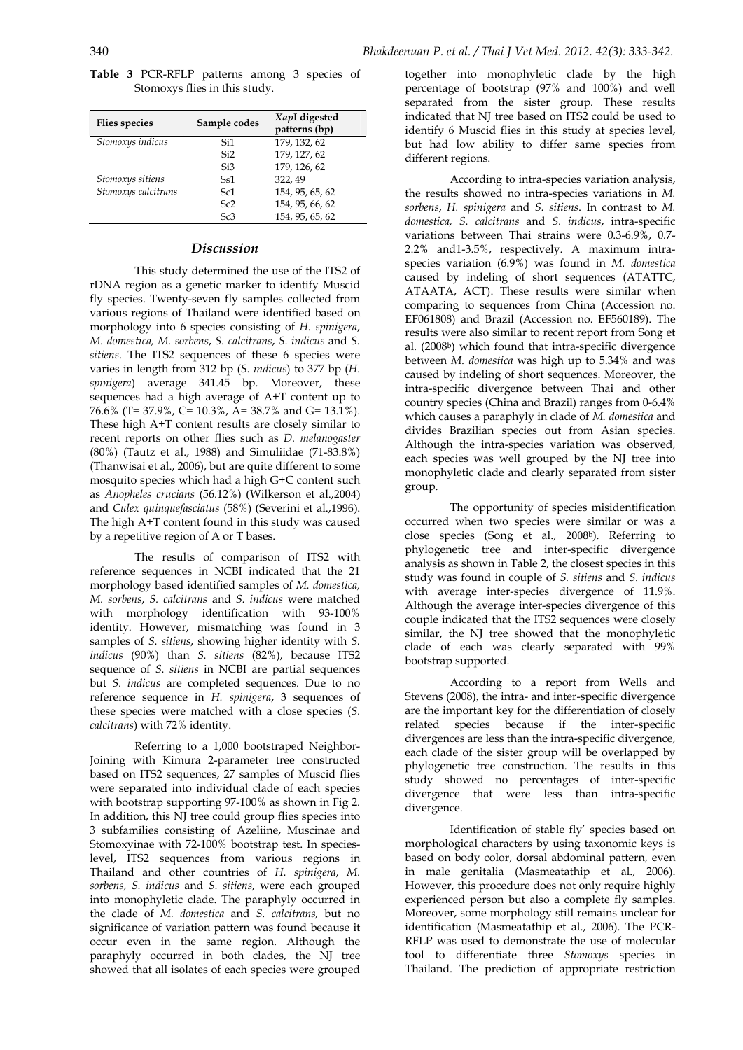**Table 3** PCR-RFLP patterns among 3 species of Stomoxys flies in this study.

| Flies species | Sample codes | *Xap*I digested patterns (bp) |
|---|---|---|
| *Stomoxys indicus* | Si1 | 179, 132, 62 |
| | Si2 | 179, 127, 62 |
| | Si3 | 179, 126, 62 |
| *Stomoxys sitiens* | Ss1 | 322, 49 |
| *Stomoxys calcitrans* | Sc1 | 154, 95, 65, 62 |
| | Sc2 | 154, 95, 66, 62 |
| | Sc3 | 154, 95, 65, 62 |

## Discussion

This study determined the use of the ITS2 of rDNA region as a genetic marker to identify Muscid fly species. Twenty-seven fly samples collected from various regions of Thailand were identified based on morphology into 6 species consisting of *H. spinigera*, *M. domestica, M. sorbens*, *S. calcitrans*, *S. indicus* and *S. sitiens*. The ITS2 sequences of these 6 species were varies in length from 312 bp (*S. indicus*) to 377 bp (*H. spinigera*) average 341.45 bp. Moreover, these sequences had a high average of A+T content up to 76.6% (T= 37.9%, C= 10.3%, A= 38.7% and G= 13.1%). These high A+T content results are closely similar to recent reports on other flies such as *D. melanogaster* (80%) (Tautz et al., 1988) and Simuliidae (71-83.8%) (Thanwisai et al., 2006), but are quite different to some mosquito species which had a high G+C content such as *Anopheles crucians* (56.12%) (Wilkerson et al.,2004) and *Culex quinquefasciatus* (58%) (Severini et al.,1996). The high A+T content found in this study was caused by a repetitive region of A or T bases.

The results of comparison of ITS2 with reference sequences in NCBI indicated that the 21 morphology based identified samples of *M. domestica, M. sorbens*, *S. calcitrans* and *S. indicus* were matched with morphology identification with 93-100% identity. However, mismatching was found in 3 samples of *S. sitiens*, showing higher identity with *S. indicus* (90%) than *S. sitiens* (82%), because ITS2 sequence of *S. sitiens* in NCBI are partial sequences but *S. indicus* are completed sequences. Due to no reference sequence in *H. spinigera*, 3 sequences of these species were matched with a close species (*S. calcitrans*) with 72% identity.

Referring to a 1,000 bootstraped Neighbor-Joining with Kimura 2-parameter tree constructed based on ITS2 sequences, 27 samples of Muscid flies were separated into individual clade of each species with bootstrap supporting 97-100% as shown in Fig 2. In addition, this NJ tree could group flies species into 3 subfamilies consisting of Azeliine, Muscinae and Stomoxyinae with 72-100% bootstrap test. In species-level, ITS2 sequences from various regions in Thailand and other countries of *H. spinigera*, *M. sorbens*, *S. indicus* and *S. sitiens*, were each grouped into monophyletic clade. The paraphyly occurred in the clade of *M. domestica* and *S. calcitrans,* but no significance of variation pattern was found because it occur even in the same region. Although the paraphyly occurred in both clades, the NJ tree showed that all isolates of each species were grouped together into monophyletic clade by the high percentage of bootstrap (97% and 100%) and well separated from the sister group. These results indicated that NJ tree based on ITS2 could be used to identify 6 Muscid flies in this study at species level, but had low ability to differ same species from different regions.

According to intra-species variation analysis, the results showed no intra-species variations in *M. sorbens*, *H. spinigera* and *S. sitiens*. In contrast to *M. domestica, S. calcitrans* and *S. indicus*, intra-specific variations between Thai strains were 0.3-6.9%, 0.7-2.2% and1-3.5%, respectively. A maximum intra-species variation (6.9%) was found in *M. domestica* caused by indeling of short sequences (ATATTC, ATAATA, ACT). These results were similar when comparing to sequences from China (Accession no. EF061808) and Brazil (Accession no. EF560189). The results were also similar to recent report from Song et al. (2008[b]) which found that intra-specific divergence between *M. domestica* was high up to 5.34% and was caused by indeling of short sequences. Moreover, the intra-specific divergence between Thai and other country species (China and Brazil) ranges from 0-6.4% which causes a paraphyly in clade of *M. domestica* and divides Brazilian species out from Asian species. Although the intra-species variation was observed, each species was well grouped by the NJ tree into monophyletic clade and clearly separated from sister group.

The opportunity of species misidentification occurred when two species were similar or was a close species (Song et al., 2008[b]). Referring to phylogenetic tree and inter-specific divergence analysis as shown in Table 2, the closest species in this study was found in couple of *S. sitiens* and *S. indicus* with average inter-species divergence of 11.9%. Although the average inter-species divergence of this couple indicated that the ITS2 sequences were closely similar, the NJ tree showed that the monophyletic clade of each was clearly separated with 99% bootstrap supported.

According to a report from Wells and Stevens (2008), the intra- and inter-specific divergence are the important key for the differentiation of closely related species because if the inter-specific divergences are less than the intra-specific divergence, each clade of the sister group will be overlapped by phylogenetic tree construction. The results in this study showed no percentages of inter-specific divergence that were less than intra-specific divergence.

Identification of stable fly' species based on morphological characters by using taxonomic keys is based on body color, dorsal abdominal pattern, even in male genitalia (Masmeatathip et al., 2006). However, this procedure does not only require highly experienced person but also a complete fly samples. Moreover, some morphology still remains unclear for identification (Masmeatathip et al., 2006). The PCR-RFLP was used to demonstrate the use of molecular tool to differentiate three *Stomoxys* species in Thailand. The prediction of appropriate restriction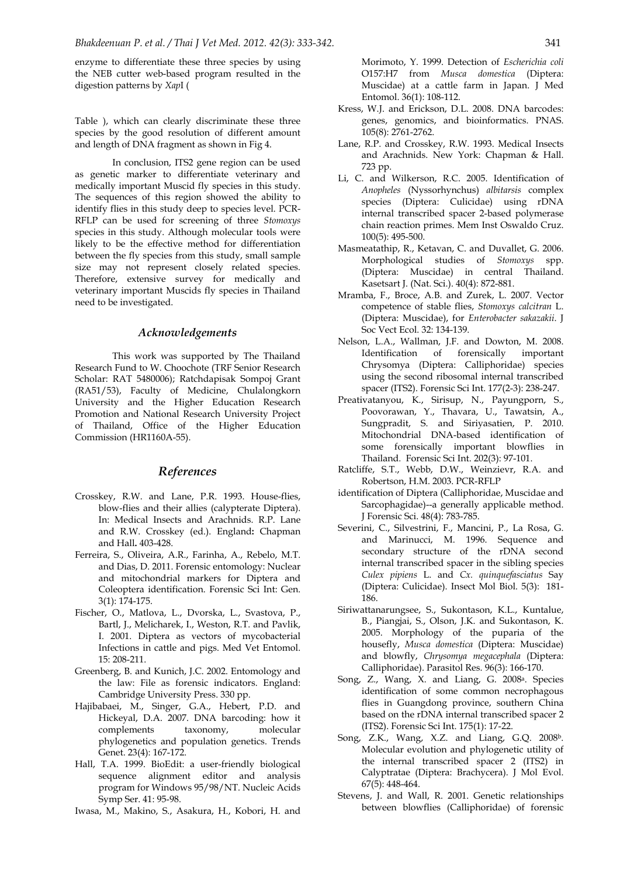enzyme to differentiate these three species by using the NEB cutter web-based program resulted in the digestion patterns by *Xap*I (

Table ), which can clearly discriminate these three species by the good resolution of different amount and length of DNA fragment as shown in Fig 4.

In conclusion, ITS2 gene region can be used as genetic marker to differentiate veterinary and medically important Muscid fly species in this study. The sequences of this region showed the ability to identify flies in this study deep to species level. PCR-RFLP can be used for screening of three *Stomoxys* species in this study. Although molecular tools were likely to be the effective method for differentiation between the fly species from this study, small sample size may not represent closely related species. Therefore, extensive survey for medically and veterinary important Muscids fly species in Thailand need to be investigated.

## *Acknowledgements*

This work was supported by The Thailand Research Fund to W. Choochote (TRF Senior Research Scholar: RAT 5480006); Ratchdapisak Sompoj Grant (RA51/53), Faculty of Medicine, Chulalongkorn University and the Higher Education Research Promotion and National Research University Project of Thailand, Office of the Higher Education Commission (HR1160A-55).

## *References*

Crosskey, R.W. and Lane, P.R. 1993. House-flies, blow-flies and their allies (calypterate Diptera). In: Medical Insects and Arachnids. R.P. Lane and R.W. Crosskey (ed.). England**:** Chapman and Hall**.** 403-428.

Ferreira, S., Oliveira, A.R., Farinha, A., Rebelo, M.T. and Dias, D. 2011. Forensic entomology: Nuclear and mitochondrial markers for Diptera and Coleoptera identification. Forensic Sci Int: Gen. 3(1): 174-175.

Fischer, O., Matlova, L., Dvorska, L., Svastova, P., Bartl, J., Melicharek, I., Weston, R.T. and Pavlik, I. 2001. Diptera as vectors of mycobacterial Infections in cattle and pigs. Med Vet Entomol. 15: 208-211.

Greenberg, B. and Kunich, J.C. 2002. Entomology and the law: File as forensic indicators. England: Cambridge University Press. 330 pp.

Hajibabaei, M., Singer, G.A., Hebert, P.D. and Hickeyal, D.A. 2007. DNA barcoding: how it complements taxonomy, molecular phylogenetics and population genetics. Trends Genet. 23(4): 167-172.

Hall, T.A. 1999. BioEdit: a user-friendly biological sequence alignment editor and analysis program for Windows 95/98/NT. Nucleic Acids Symp Ser. 41: 95-98.

Iwasa, M., Makino, S., Asakura, H., Kobori, H. and Morimoto, Y. 1999. Detection of *Escherichia coli* O157:H7 from *Musca domestica* (Diptera: Muscidae) at a cattle farm in Japan. J Med Entomol. 36(1): 108-112.

Kress, W.J. and Erickson, D.L. 2008. DNA barcodes: genes, genomics, and bioinformatics. PNAS. 105(8): 2761-2762.

Lane, R.P. and Crosskey, R.W. 1993. Medical Insects and Arachnids. New York: Chapman & Hall. 723 pp.

Li, C. and Wilkerson, R.C. 2005. Identification of *Anopheles* (Nyssorhynchus) *albitarsis* complex species (Diptera: Culicidae) using rDNA internal transcribed spacer 2-based polymerase chain reaction primes. Mem Inst Oswaldo Cruz. 100(5): 495-500.

Masmeatathip, R., Ketavan, C. and Duvallet, G. 2006. Morphological studies of *Stomoxys* spp. (Diptera: Muscidae) in central Thailand. Kasetsart J. (Nat. Sci.). 40(4): 872-881.

Mramba, F., Broce, A.B. and Zurek, L. 2007. Vector competence of stable flies, *Stomoxys calcitran* L. (Diptera: Muscidae), for *Enterobacter sakazakii*. J Soc Vect Ecol. 32: 134-139.

Nelson, L.A., Wallman, J.F. and Dowton, M. 2008. Identification of forensically important Chrysomya (Diptera: Calliphoridae) species using the second ribosomal internal transcribed spacer (ITS2). Forensic Sci Int. 177(2-3): 238-247.

Preativatanyou, K., Sirisup, N., Payungporn, S., Poovorawan, Y., Thavara, U., Tawatsin, A., Sungpradit, S. and Siriyasatien, P. 2010. Mitochondrial DNA-based identification of some forensically important blowflies in Thailand. Forensic Sci Int. 202(3): 97-101.

Ratcliffe, S.T., Webb, D.W., Weinzievr, R.A. and Robertson, H.M. 2003. PCR-RFLP identification of Diptera (Calliphoridae, Muscidae and Sarcophagidae)--a generally applicable method. J Forensic Sci. 48(4): 783-785.

Severini, C., Silvestrini, F., Mancini, P., La Rosa, G. and Marinucci, M. 1996. Sequence and secondary structure of the rDNA second internal transcribed spacer in the sibling species *Culex pipiens* L. and *Cx. quinquefasciatus* Say (Diptera: Culicidae). Insect Mol Biol. 5(3): 181-186.

Siriwattanarungsee, S., Sukontason, K.L., Kuntalue, B., Piangjai, S., Olson, J.K. and Sukontason, K. 2005. Morphology of the puparia of the housefly, *Musca domestica* (Diptera: Muscidae) and blowfly, *Chrysomya megacephala* (Diptera: Calliphoridae). Parasitol Res. 96(3): 166-170.

Song, Z., Wang, X. and Liang, G. 2008[a]. Species identification of some common necrophagous flies in Guangdong province, southern China based on the rDNA internal transcribed spacer 2 (ITS2). Forensic Sci Int. 175(1): 17-22.

Song, Z.K., Wang, X.Z. and Liang, G.Q. 2008[b]. Molecular evolution and phylogenetic utility of the internal transcribed spacer 2 (ITS2) in Calyptratae (Diptera: Brachycera). J Mol Evol. 67(5): 448-464.

Stevens, J. and Wall, R. 2001. Genetic relationships between blowflies (Calliphoridae) of forensic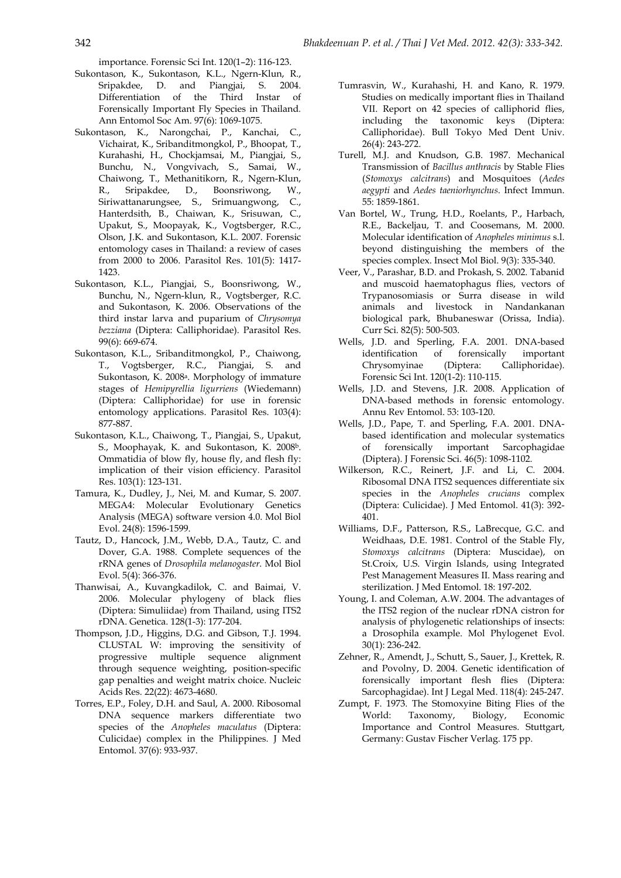importance. Forensic Sci Int. 120(1–2): 116-123.

Sukontason, K., Sukontason, K.L., Ngern-Klun, R., Sripakdee, D. and Piangjai, S. 2004. Differentiation of the Third Instar of Forensically Important Fly Species in Thailand. Ann Entomol Soc Am. 97(6): 1069-1075.

Sukontason, K., Narongchai, P., Kanchai, C., Vichairat, K., Sribanditmongkol, P., Bhoopat, T., Kurahashi, H., Chockjamsai, M., Piangjai, S., Bunchu, N., Vongvivach, S., Samai, W., Chaiwong, T., Methanitikorn, R., Ngern-Klun, R., Sripakdee, D., Boonsriwong, W., Siriwattanarungsee, S., Srimuangwong, C., Hanterdsith, B., Chaiwan, K., Srisuwan, C., Upakut, S., Moopayak, K., Vogtsberger, R.C., Olson, J.K. and Sukontason, K.L. 2007. Forensic entomology cases in Thailand: a review of cases from 2000 to 2006. Parasitol Res. 101(5): 1417-1423.

Sukontason, K.L., Piangjai, S., Boonsriwong, W., Bunchu, N., Ngern-klun, R., Vogtsberger, R.C. and Sukontason, K. 2006. Observations of the third instar larva and puparium of *Chrysomya bezziana* (Diptera: Calliphoridae). Parasitol Res. 99(6): 669-674.

Sukontason, K.L., Sribanditmongkol, P., Chaiwong, T., Vogtsberger, R.C., Piangjai, S. and Sukontason, K. 2008[a]. Morphology of immature stages of *Hemipyrellia ligurriens* (Wiedemann) (Diptera: Calliphoridae) for use in forensic entomology applications. Parasitol Res. 103(4): 877-887.

Sukontason, K.L., Chaiwong, T., Piangjai, S., Upakut, S., Moophayak, K. and Sukontason, K. 2008[b]. Ommatidia of blow fly, house fly, and flesh fly: implication of their vision efficiency. Parasitol Res. 103(1): 123-131.

Tamura, K., Dudley, J., Nei, M. and Kumar, S. 2007. MEGA4: Molecular Evolutionary Genetics Analysis (MEGA) software version 4.0. Mol Biol Evol. 24(8): 1596-1599.

Tautz, D., Hancock, J.M., Webb, D.A., Tautz, C. and Dover, G.A. 1988. Complete sequences of the rRNA genes of *Drosophila melanogaster*. Mol Biol Evol. 5(4): 366-376.

Thanwisai, A., Kuvangkadilok, C. and Baimai, V. 2006. Molecular phylogeny of black flies (Diptera: Simuliidae) from Thailand, using ITS2 rDNA. Genetica. 128(1-3): 177-204.

Thompson, J.D., Higgins, D.G. and Gibson, T.J. 1994. CLUSTAL W: improving the sensitivity of progressive multiple sequence alignment through sequence weighting, position-specific gap penalties and weight matrix choice. Nucleic Acids Res. 22(22): 4673-4680.

Torres, E.P., Foley, D.H. and Saul, A. 2000. Ribosomal DNA sequence markers differentiate two species of the *Anopheles maculatus* (Diptera: Culicidae) complex in the Philippines. J Med Entomol. 37(6): 933-937.

Tumrasvin, W., Kurahashi, H. and Kano, R. 1979. Studies on medically important flies in Thailand VII. Report on 42 species of calliphorid flies, including the taxonomic keys (Diptera: Calliphoridae). Bull Tokyo Med Dent Univ. 26(4): 243-272.

Turell, M.J. and Knudson, G.B. 1987. Mechanical Transmission of *Bacillus anthracis* by Stable Flies (*Stomoxys calcitrans*) and Mosquitoes (*Aedes aegypti* and *Aedes taeniorhynchus*. Infect Immun. 55: 1859-1861.

Van Bortel, W., Trung, H.D., Roelants, P., Harbach, R.E., Backeljau, T. and Coosemans, M. 2000. Molecular identification of *Anopheles minimus* s.l. beyond distinguishing the members of the species complex. Insect Mol Biol. 9(3): 335-340.

Veer, V., Parashar, B.D. and Prokash, S. 2002. Tabanid and muscoid haematophagus flies, vectors of Trypanosomiasis or Surra disease in wild animals and livestock in Nandankanan biological park, Bhubaneswar (Orissa, India). Curr Sci. 82(5): 500-503.

Wells, J.D. and Sperling, F.A. 2001. DNA-based identification of forensically important Chrysomyinae (Diptera: Calliphoridae). Forensic Sci Int. 120(1-2): 110-115.

Wells, J.D. and Stevens, J.R. 2008. Application of DNA-based methods in forensic entomology. Annu Rev Entomol. 53: 103-120.

Wells, J.D., Pape, T. and Sperling, F.A. 2001. DNA-based identification and molecular systematics of forensically important Sarcophagidae (Diptera). J Forensic Sci. 46(5): 1098-1102.

Wilkerson, R.C., Reinert, J.F. and Li, C. 2004. Ribosomal DNA ITS2 sequences differentiate six species in the *Anopheles crucians* complex (Diptera: Culicidae). J Med Entomol. 41(3): 392-401.

Williams, D.F., Patterson, R.S., LaBrecque, G.C. and Weidhaas, D.E. 1981. Control of the Stable Fly, *Stomoxys calcitrans* (Diptera: Muscidae), on St.Croix, U.S. Virgin Islands, using Integrated Pest Management Measures II. Mass rearing and sterilization. J Med Entomol. 18: 197-202.

Young, I. and Coleman, A.W. 2004. The advantages of the ITS2 region of the nuclear rDNA cistron for analysis of phylogenetic relationships of insects: a Drosophila example. Mol Phylogenet Evol. 30(1): 236-242.

Zehner, R., Amendt, J., Schutt, S., Sauer, J., Krettek, R. and Povolny, D. 2004. Genetic identification of forensically important flesh flies (Diptera: Sarcophagidae). Int J Legal Med. 118(4): 245-247.

Zumpt, F. 1973. The Stomoxyine Biting Flies of the World: Taxonomy, Biology, Economic Importance and Control Measures. Stuttgart, Germany: Gustav Fischer Verlag. 175 pp.